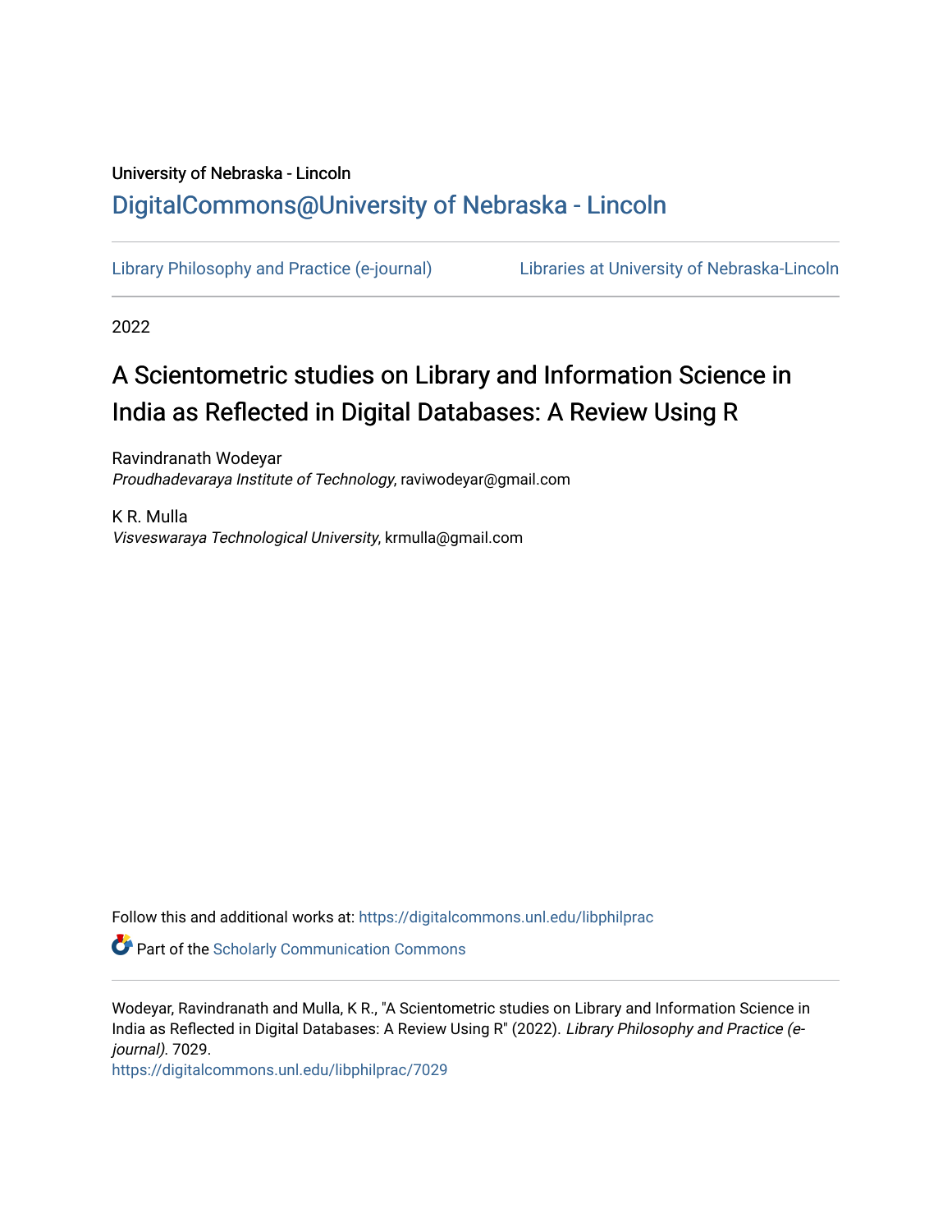University of Nebraska - Lincoln

# DigitalCommons@University of Nebraska - Lincoln

Library Philosophy and Practice (e-journal)    Libraries at University of Nebraska-Lincoln

2022

# A Scientometric studies on Library and Information Science in India as Reflected in Digital Databases: A Review Using R

Ravindranath Wodeyar
*Proudhadevaraya Institute of Technology*, raviwodeyar@gmail.com

K R. Mulla
*Visveswaraya Technological University*, krmulla@gmail.com

Follow this and additional works at: https://digitalcommons.unl.edu/libphilprac

Part of the Scholarly Communication Commons

Wodeyar, Ravindranath and Mulla, K R., "A Scientometric studies on Library and Information Science in India as Reflected in Digital Databases: A Review Using R" (2022). *Library Philosophy and Practice (e-journal)*. 7029.
https://digitalcommons.unl.edu/libphilprac/7029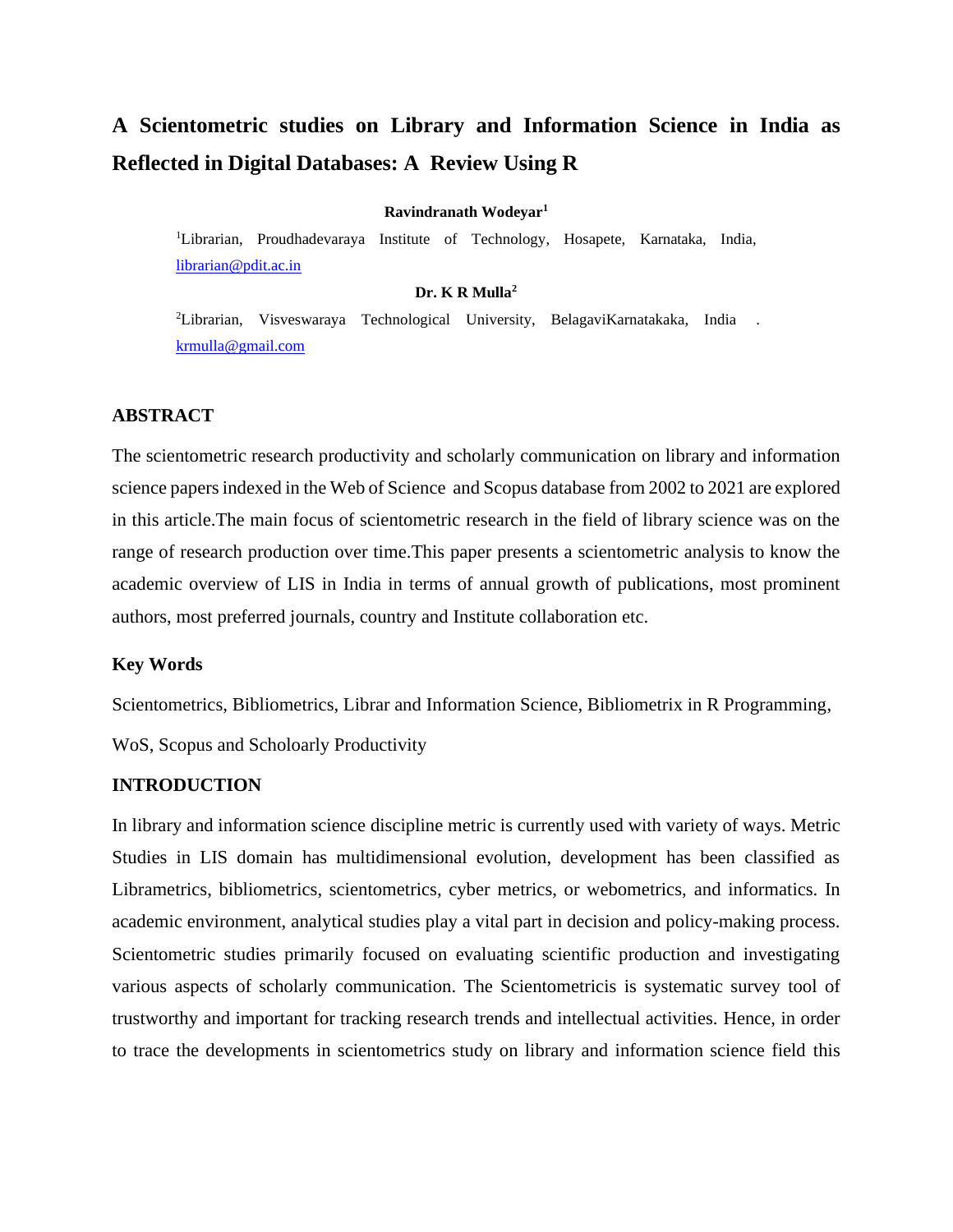# A Scientometric studies on Library and Information Science in India as Reflected in Digital Databases: A Review Using R

**Ravindranath Wodeyar[1]**

[1]Librarian, Proudhadevaraya Institute of Technology, Hosapete, Karnataka, India, librarian@pdit.ac.in

**Dr. K R Mulla[2]**

[2]Librarian, Visveswaraya Technological University, BelagaviKarnatakaka, India . krmulla@gmail.com

## ABSTRACT

The scientometric research productivity and scholarly communication on library and information science papers indexed in the Web of Science and Scopus database from 2002 to 2021 are explored in this article.The main focus of scientometric research in the field of library science was on the range of research production over time.This paper presents a scientometric analysis to know the academic overview of LIS in India in terms of annual growth of publications, most prominent authors, most preferred journals, country and Institute collaboration etc.

### Key Words

Scientometrics, Bibliometrics, Librar and Information Science, Bibliometrix in R Programming, WoS, Scopus and Scholoarly Productivity

## INTRODUCTION

In library and information science discipline metric is currently used with variety of ways. Metric Studies in LIS domain has multidimensional evolution, development has been classified as Librametrics, bibliometrics, scientometrics, cyber metrics, or webometrics, and informatics. In academic environment, analytical studies play a vital part in decision and policy-making process. Scientometric studies primarily focused on evaluating scientific production and investigating various aspects of scholarly communication. The Scientometricis is systematic survey tool of trustworthy and important for tracking research trends and intellectual activities. Hence, in order to trace the developments in scientometrics study on library and information science field this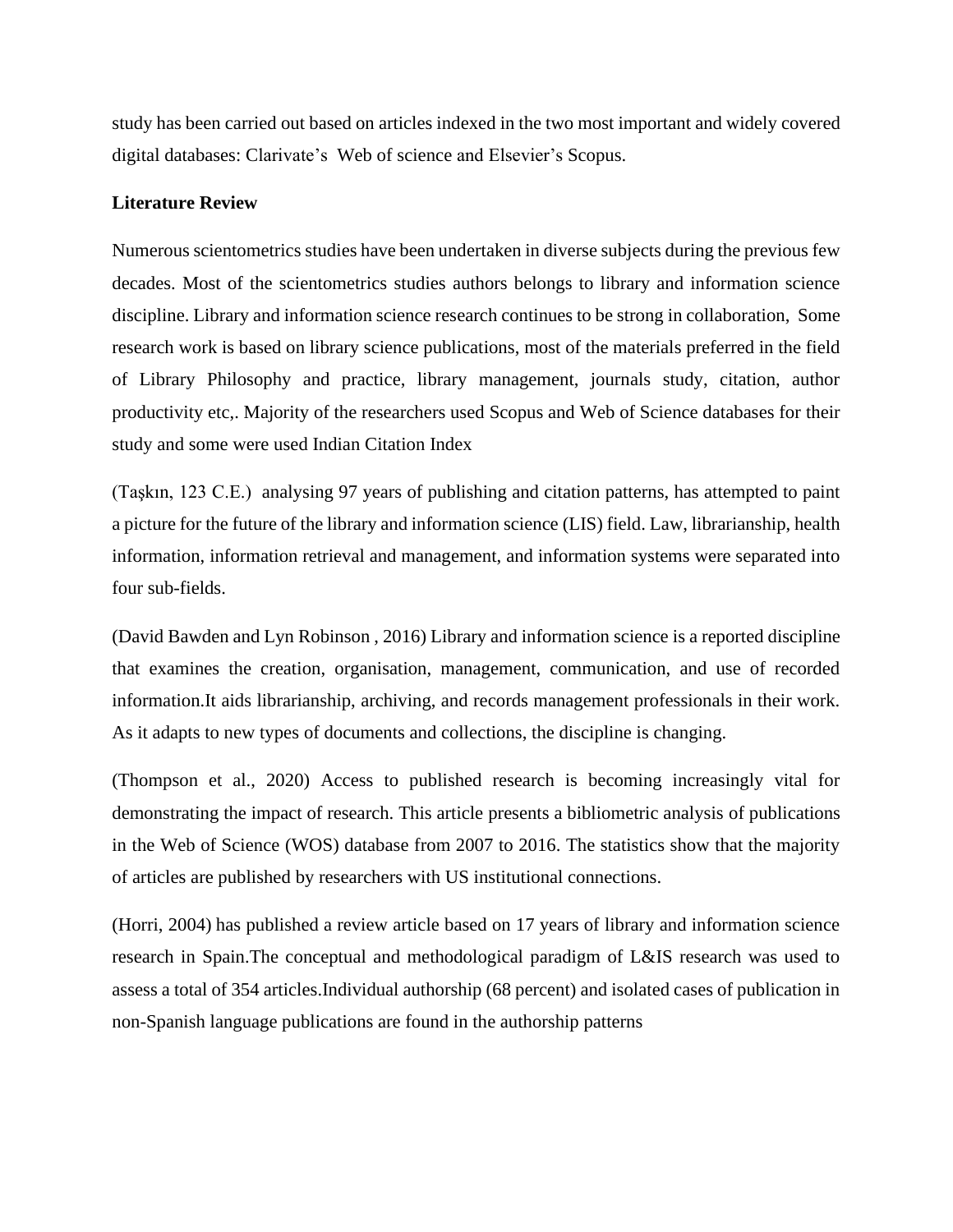study has been carried out based on articles indexed in the two most important and widely covered digital databases: Clarivate's Web of science and Elsevier's Scopus.

**Literature Review**

Numerous scientometrics studies have been undertaken in diverse subjects during the previous few decades. Most of the scientometrics studies authors belongs to library and information science discipline. Library and information science research continues to be strong in collaboration, Some research work is based on library science publications, most of the materials preferred in the field of Library Philosophy and practice, library management, journals study, citation, author productivity etc,. Majority of the researchers used Scopus and Web of Science databases for their study and some were used Indian Citation Index

(Taşkın, 123 C.E.) analysing 97 years of publishing and citation patterns, has attempted to paint a picture for the future of the library and information science (LIS) field. Law, librarianship, health information, information retrieval and management, and information systems were separated into four sub-fields.

(David Bawden and Lyn Robinson , 2016) Library and information science is a reported discipline that examines the creation, organisation, management, communication, and use of recorded information.It aids librarianship, archiving, and records management professionals in their work. As it adapts to new types of documents and collections, the discipline is changing.

(Thompson et al., 2020) Access to published research is becoming increasingly vital for demonstrating the impact of research. This article presents a bibliometric analysis of publications in the Web of Science (WOS) database from 2007 to 2016. The statistics show that the majority of articles are published by researchers with US institutional connections.

(Horri, 2004) has published a review article based on 17 years of library and information science research in Spain.The conceptual and methodological paradigm of L&IS research was used to assess a total of 354 articles.Individual authorship (68 percent) and isolated cases of publication in non-Spanish language publications are found in the authorship patterns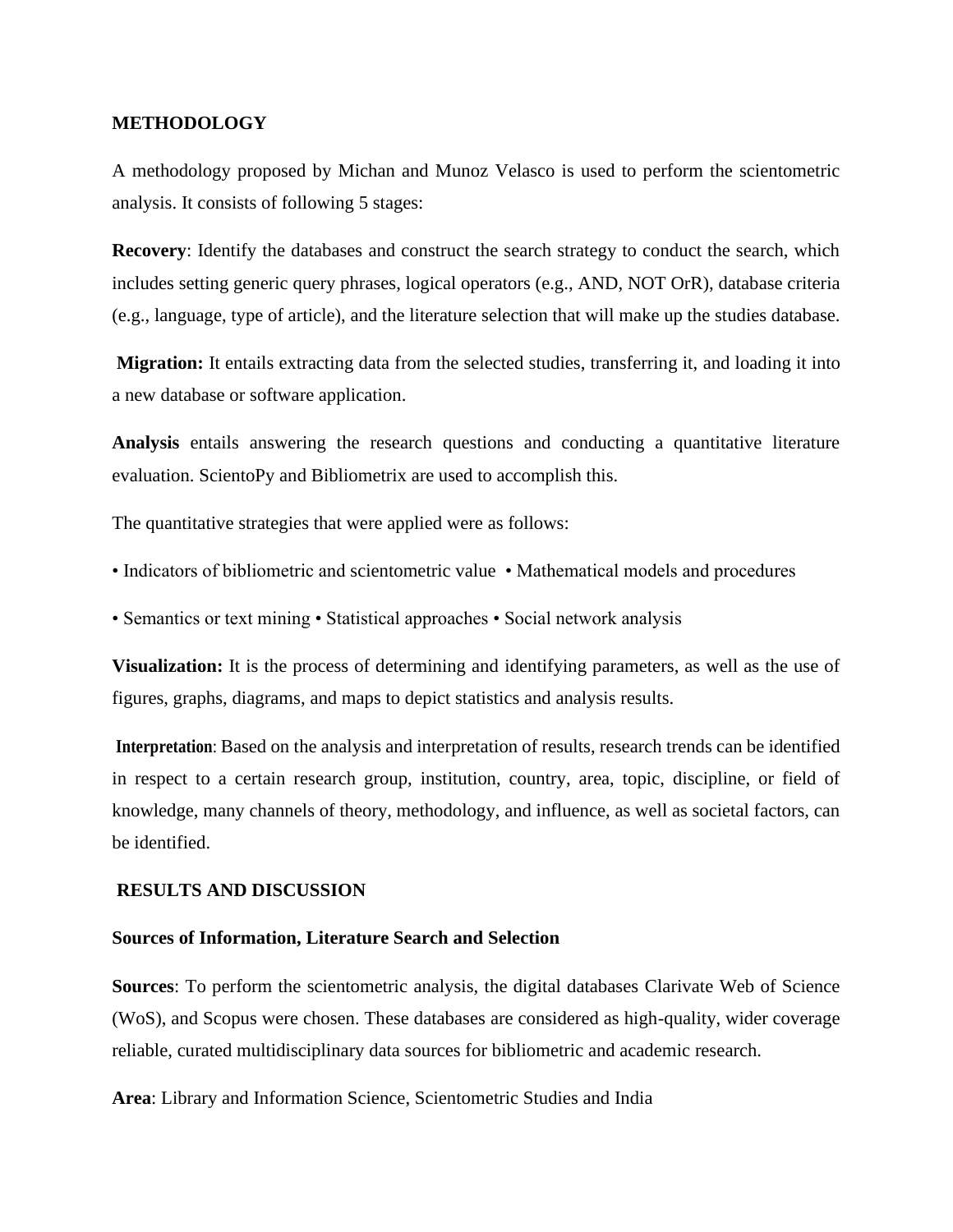## METHODOLOGY

A methodology proposed by Michan and Munoz Velasco is used to perform the scientometric analysis. It consists of following 5 stages:

**Recovery**: Identify the databases and construct the search strategy to conduct the search, which includes setting generic query phrases, logical operators (e.g., AND, NOT OrR), database criteria (e.g., language, type of article), and the literature selection that will make up the studies database.

**Migration:** It entails extracting data from the selected studies, transferring it, and loading it into a new database or software application.

**Analysis** entails answering the research questions and conducting a quantitative literature evaluation. ScientoPy and Bibliometrix are used to accomplish this.

The quantitative strategies that were applied were as follows:

• Indicators of bibliometric and scientometric value • Mathematical models and procedures

• Semantics or text mining • Statistical approaches • Social network analysis

**Visualization:** It is the process of determining and identifying parameters, as well as the use of figures, graphs, diagrams, and maps to depict statistics and analysis results.

**Interpretation**: Based on the analysis and interpretation of results, research trends can be identified in respect to a certain research group, institution, country, area, topic, discipline, or field of knowledge, many channels of theory, methodology, and influence, as well as societal factors, can be identified.

## RESULTS AND DISCUSSION

### Sources of Information, Literature Search and Selection

**Sources**: To perform the scientometric analysis, the digital databases Clarivate Web of Science (WoS), and Scopus were chosen. These databases are considered as high-quality, wider coverage reliable, curated multidisciplinary data sources for bibliometric and academic research.

**Area**: Library and Information Science, Scientometric Studies and India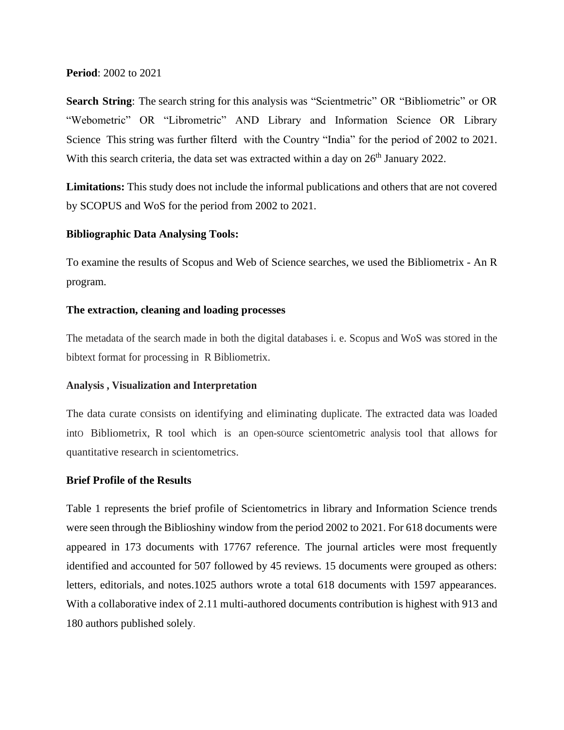**Period**: 2002 to 2021

**Search String**: The search string for this analysis was "Scientmetric" OR "Bibliometric" or OR "Webometric" OR "Librometric" AND Library and Information Science OR Library Science This string was further filterd with the Country "India" for the period of 2002 to 2021. With this search criteria, the data set was extracted within a day on 26th January 2022.

**Limitations:** This study does not include the informal publications and others that are not covered by SCOPUS and WoS for the period from 2002 to 2021.

**Bibliographic Data Analysing Tools:**

To examine the results of Scopus and Web of Science searches, we used the Bibliometrix - An R program.

**The extraction, cleaning and loading processes**

The metadata of the search made in both the digital databases i. e. Scopus and WoS was stOred in the bibtext format for processing in R Bibliometrix.

**Analysis , Visualization and Interpretation**

The data curate cOnsists on identifying and eliminating duplicate. The extracted data was lOaded intO Bibliometrix, R tool which is an Open-sOurce scientOmetric analysis tool that allows for quantitative research in scientometrics.

**Brief Profile of the Results**

Table 1 represents the brief profile of Scientometrics in library and Information Science trends were seen through the Biblioshiny window from the period 2002 to 2021. For 618 documents were appeared in 173 documents with 17767 reference. The journal articles were most frequently identified and accounted for 507 followed by 45 reviews. 15 documents were grouped as others: letters, editorials, and notes.1025 authors wrote a total 618 documents with 1597 appearances. With a collaborative index of 2.11 multi-authored documents contribution is highest with 913 and 180 authors published solely.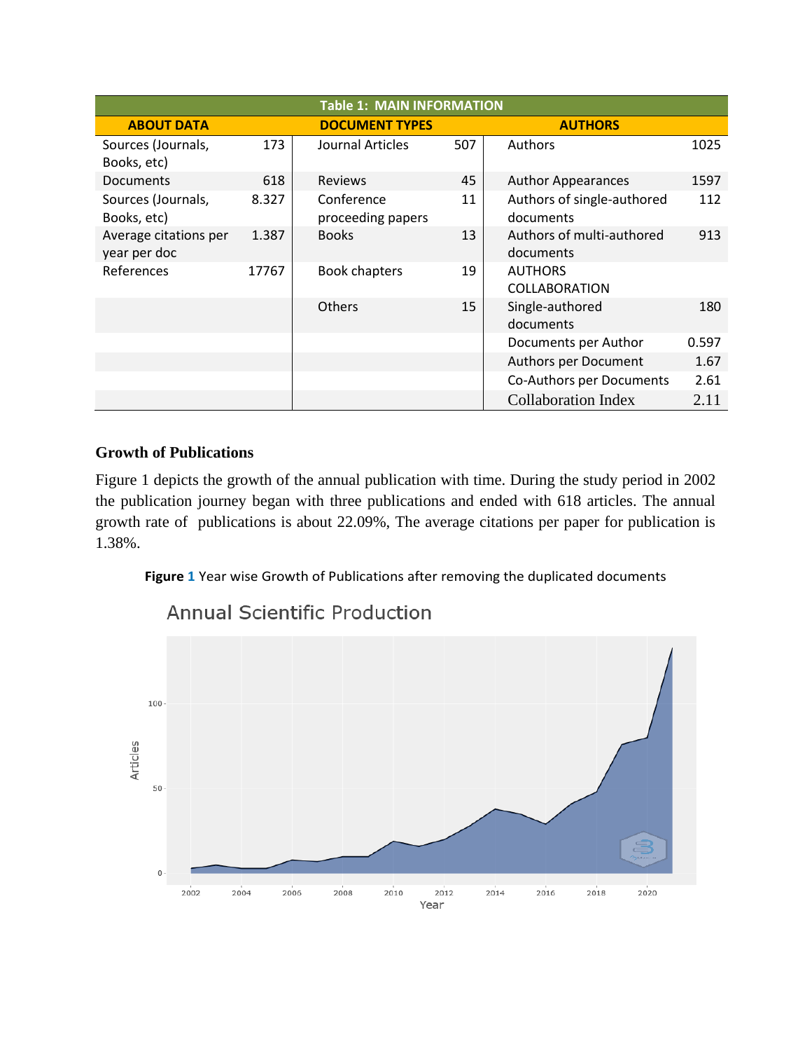| Table 1: MAIN INFORMATION | | | | | |
|---|---|---|---|---|---|
| **ABOUT DATA** | | **DOCUMENT TYPES** | | **AUTHORS** | |
| Sources (Journals, Books, etc) | 173 | Journal Articles | 507 | Authors | 1025 |
| Documents | 618 | Reviews | 45 | Author Appearances | 1597 |
| Sources (Journals, Books, etc) | 8.327 | Conference proceeding papers | 11 | Authors of single-authored documents | 112 |
| Average citations per year per doc | 1.387 | Books | 13 | Authors of multi-authored documents | 913 |
| References | 17767 | Book chapters | 19 | AUTHORS COLLABORATION | |
| | | Others | 15 | Single-authored documents | 180 |
| | | | | Documents per Author | 0.597 |
| | | | | Authors per Document | 1.67 |
| | | | | Co-Authors per Documents | 2.61 |
| | | | | Collaboration Index | 2.11 |

## Growth of Publications

Figure 1 depicts the growth of the annual publication with time. During the study period in 2002 the publication journey began with three publications and ended with 618 articles. The annual growth rate of publications is about 22.09%, The average citations per paper for publication is 1.38%.

**Figure 1** Year wise Growth of Publications after removing the duplicated documents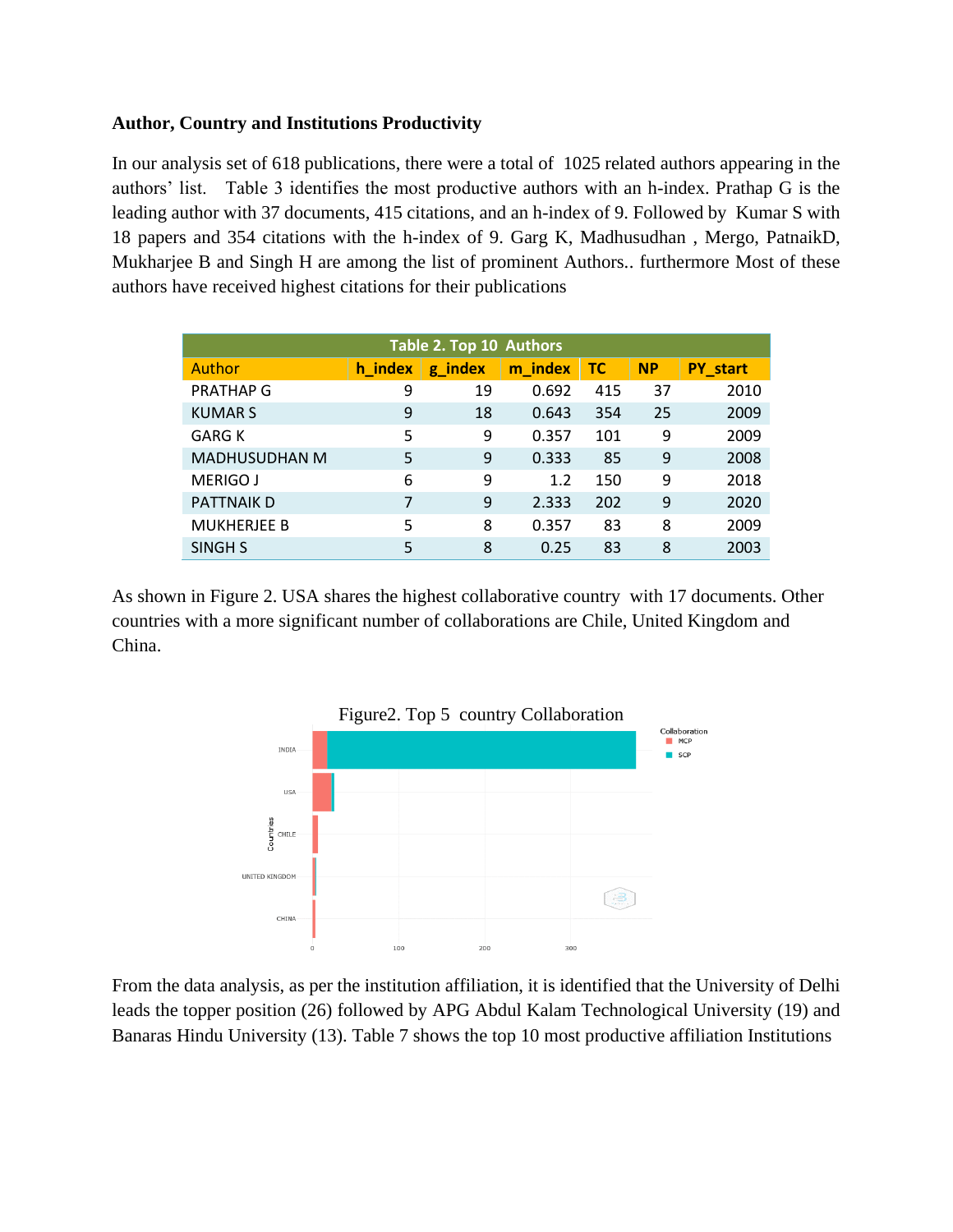**Author, Country and Institutions Productivity**

In our analysis set of 618 publications, there were a total of 1025 related authors appearing in the authors' list. Table 3 identifies the most productive authors with an h-index. Prathap G is the leading author with 37 documents, 415 citations, and an h-index of 9. Followed by Kumar S with 18 papers and 354 citations with the h-index of 9. Garg K, Madhusudhan , Mergo, PatnaikD, Mukharjee B and Singh H are among the list of prominent Authors.. furthermore Most of these authors have received highest citations for their publications

Table 2. Top 10 Authors

| Author | h_index | g_index | m_index | TC | NP | PY_start |
|---|---|---|---|---|---|---|
| PRATHAP G | 9 | 19 | 0.692 | 415 | 37 | 2010 |
| KUMAR S | 9 | 18 | 0.643 | 354 | 25 | 2009 |
| GARG K | 5 | 9 | 0.357 | 101 | 9 | 2009 |
| MADHUSUDHAN M | 5 | 9 | 0.333 | 85 | 9 | 2008 |
| MERIGO J | 6 | 9 | 1.2 | 150 | 9 | 2018 |
| PATTNAIK D | 7 | 9 | 2.333 | 202 | 9 | 2020 |
| MUKHERJEE B | 5 | 8 | 0.357 | 83 | 8 | 2009 |
| SINGH S | 5 | 8 | 0.25 | 83 | 8 | 2003 |

As shown in Figure 2. USA shares the highest collaborative country with 17 documents. Other countries with a more significant number of collaborations are Chile, United Kingdom and China.

Figure2. Top 5 country Collaboration

From the data analysis, as per the institution affiliation, it is identified that the University of Delhi leads the topper position (26) followed by APG Abdul Kalam Technological University (19) and Banaras Hindu University (13). Table 7 shows the top 10 most productive affiliation Institutions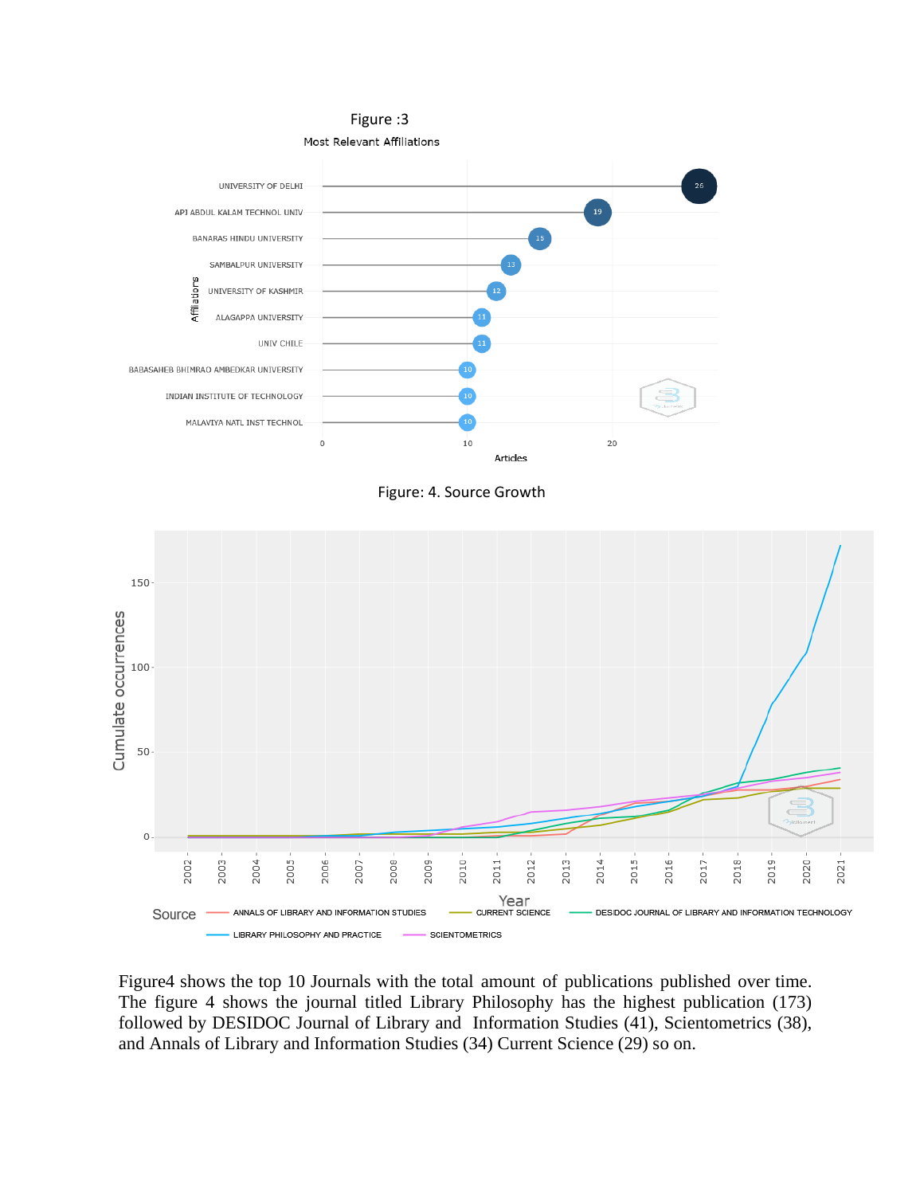Figure :3

Most Relevant Affiliations

Figure: 4. Source Growth

Figure4 shows the top 10 Journals with the total amount of publications published over time. The figure 4 shows the journal titled Library Philosophy has the highest publication (173) followed by DESIDOC Journal of Library and Information Studies (41), Scientometrics (38), and Annals of Library and Information Studies (34) Current Science (29) so on.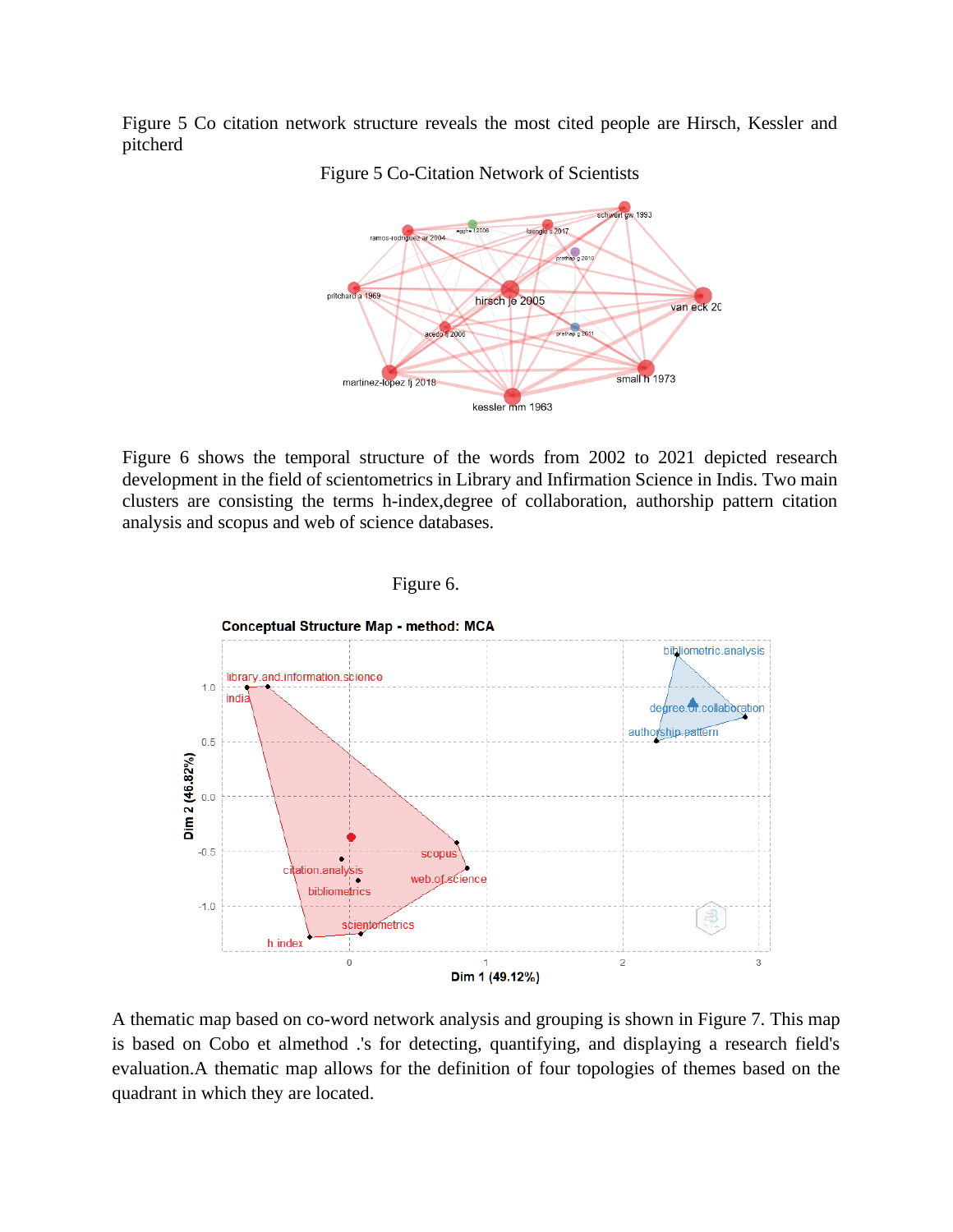Figure 5 Co citation network structure reveals the most cited people are Hirsch, Kessler and pitcherd

Figure 5 Co-Citation Network of Scientists

Figure 6 shows the temporal structure of the words from 2002 to 2021 depicted research development in the field of scientometrics in Library and Infirmation Science in Indis. Two main clusters are consisting the terms h-index,degree of collaboration, authorship pattern citation analysis and scopus and web of science databases.

Figure 6.

A thematic map based on co-word network analysis and grouping is shown in Figure 7. This map is based on Cobo et almethod .'s for detecting, quantifying, and displaying a research field's evaluation.A thematic map allows for the definition of four topologies of themes based on the quadrant in which they are located.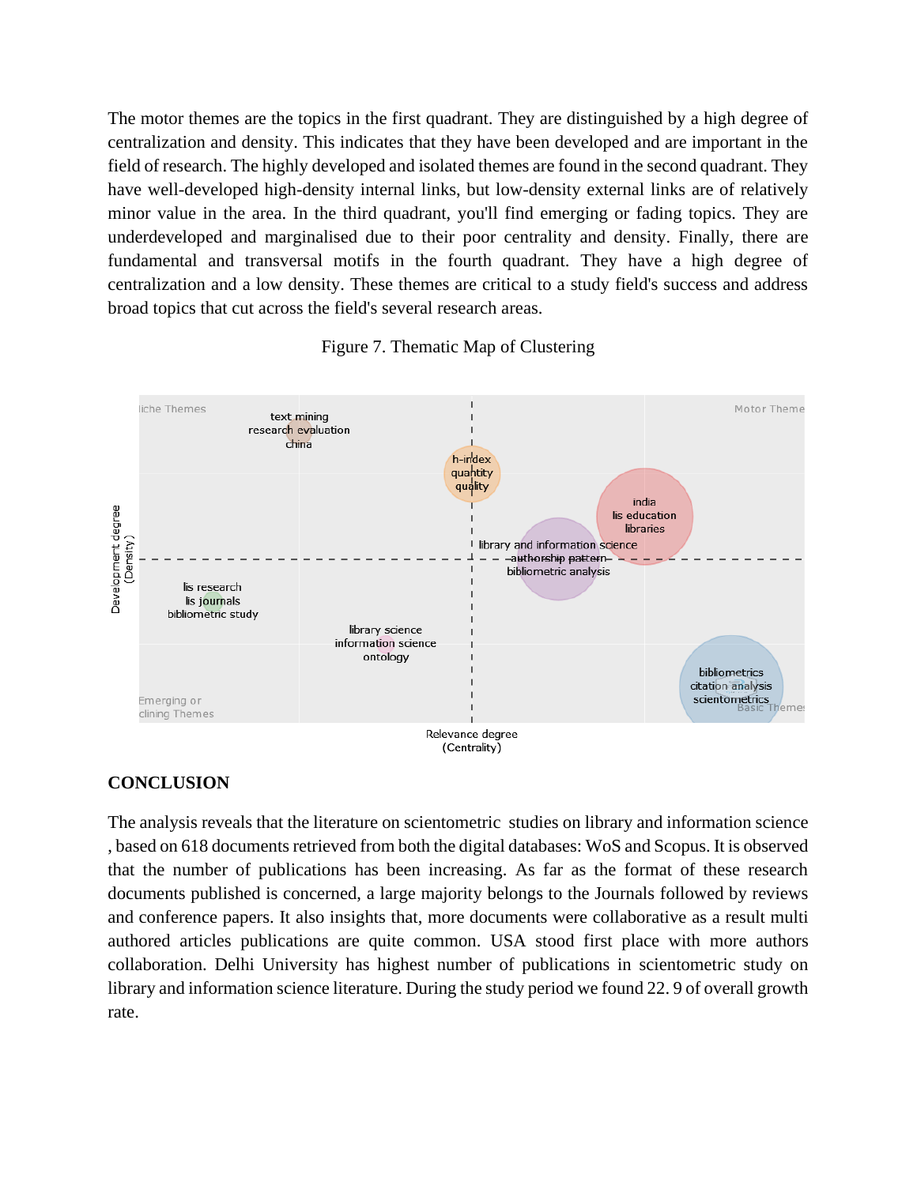The motor themes are the topics in the first quadrant. They are distinguished by a high degree of centralization and density. This indicates that they have been developed and are important in the field of research. The highly developed and isolated themes are found in the second quadrant. They have well-developed high-density internal links, but low-density external links are of relatively minor value in the area. In the third quadrant, you'll find emerging or fading topics. They are underdeveloped and marginalised due to their poor centrality and density. Finally, there are fundamental and transversal motifs in the fourth quadrant. They have a high degree of centralization and a low density. These themes are critical to a study field's success and address broad topics that cut across the field's several research areas.

Figure 7. Thematic Map of Clustering

## CONCLUSION

The analysis reveals that the literature on scientometric studies on library and information science , based on 618 documents retrieved from both the digital databases: WoS and Scopus. It is observed that the number of publications has been increasing. As far as the format of these research documents published is concerned, a large majority belongs to the Journals followed by reviews and conference papers. It also insights that, more documents were collaborative as a result multi authored articles publications are quite common. USA stood first place with more authors collaboration. Delhi University has highest number of publications in scientometric study on library and information science literature. During the study period we found 22. 9 of overall growth rate.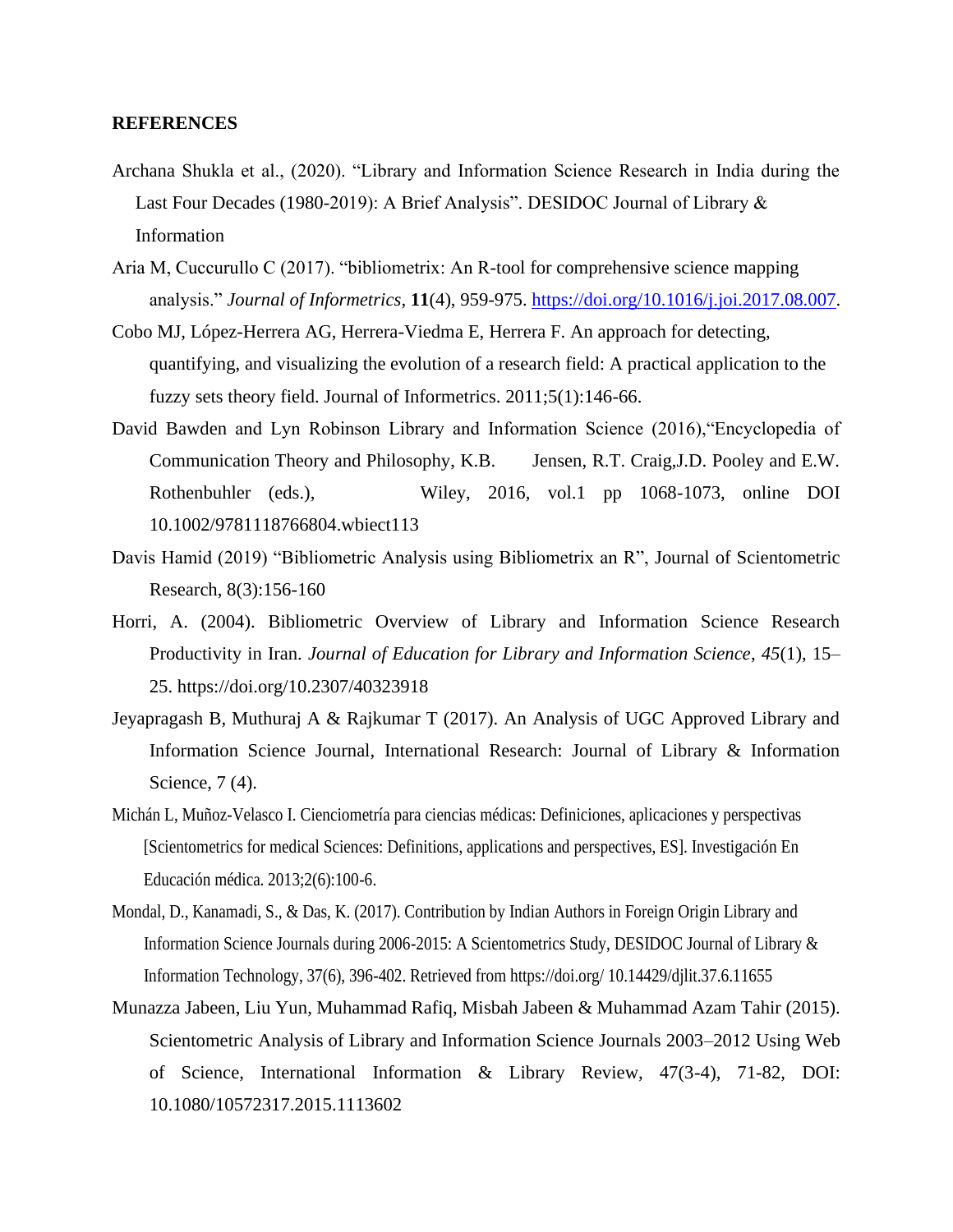**REFERENCES**

Archana Shukla et al., (2020). "Library and Information Science Research in India during the Last Four Decades (1980-2019): A Brief Analysis". DESIDOC Journal of Library & Information

Aria M, Cuccurullo C (2017). "bibliometrix: An R-tool for comprehensive science mapping analysis." *Journal of Informetrics*, **11**(4), 959-975. https://doi.org/10.1016/j.joi.2017.08.007.

Cobo MJ, López-Herrera AG, Herrera-Viedma E, Herrera F. An approach for detecting, quantifying, and visualizing the evolution of a research field: A practical application to the fuzzy sets theory field. Journal of Informetrics. 2011;5(1):146-66.

David Bawden and Lyn Robinson Library and Information Science (2016),"Encyclopedia of Communication Theory and Philosophy, K.B. Jensen, R.T. Craig,J.D. Pooley and E.W. Rothenbuhler (eds.), Wiley, 2016, vol.1 pp 1068-1073, online DOI 10.1002/9781118766804.wbiect113

Davis Hamid (2019) "Bibliometric Analysis using Bibliometrix an R", Journal of Scientometric Research, 8(3):156-160

Horri, A. (2004). Bibliometric Overview of Library and Information Science Research Productivity in Iran. *Journal of Education for Library and Information Science*, *45*(1), 15–25. https://doi.org/10.2307/40323918

Jeyapragash B, Muthuraj A & Rajkumar T (2017). An Analysis of UGC Approved Library and Information Science Journal, International Research: Journal of Library & Information Science, 7 (4).

Michán L, Muñoz-Velasco I. Cienciometría para ciencias médicas: Definiciones, aplicaciones y perspectivas [Scientometrics for medical Sciences: Definitions, applications and perspectives, ES]. Investigación En Educación médica. 2013;2(6):100-6.

Mondal, D., Kanamadi, S., & Das, K. (2017). Contribution by Indian Authors in Foreign Origin Library and Information Science Journals during 2006-2015: A Scientometrics Study, DESIDOC Journal of Library & Information Technology, 37(6), 396-402. Retrieved from https://doi.org/ 10.14429/djlit.37.6.11655

Munazza Jabeen, Liu Yun, Muhammad Rafiq, Misbah Jabeen & Muhammad Azam Tahir (2015). Scientometric Analysis of Library and Information Science Journals 2003–2012 Using Web of Science, International Information & Library Review, 47(3-4), 71-82, DOI: 10.1080/10572317.2015.1113602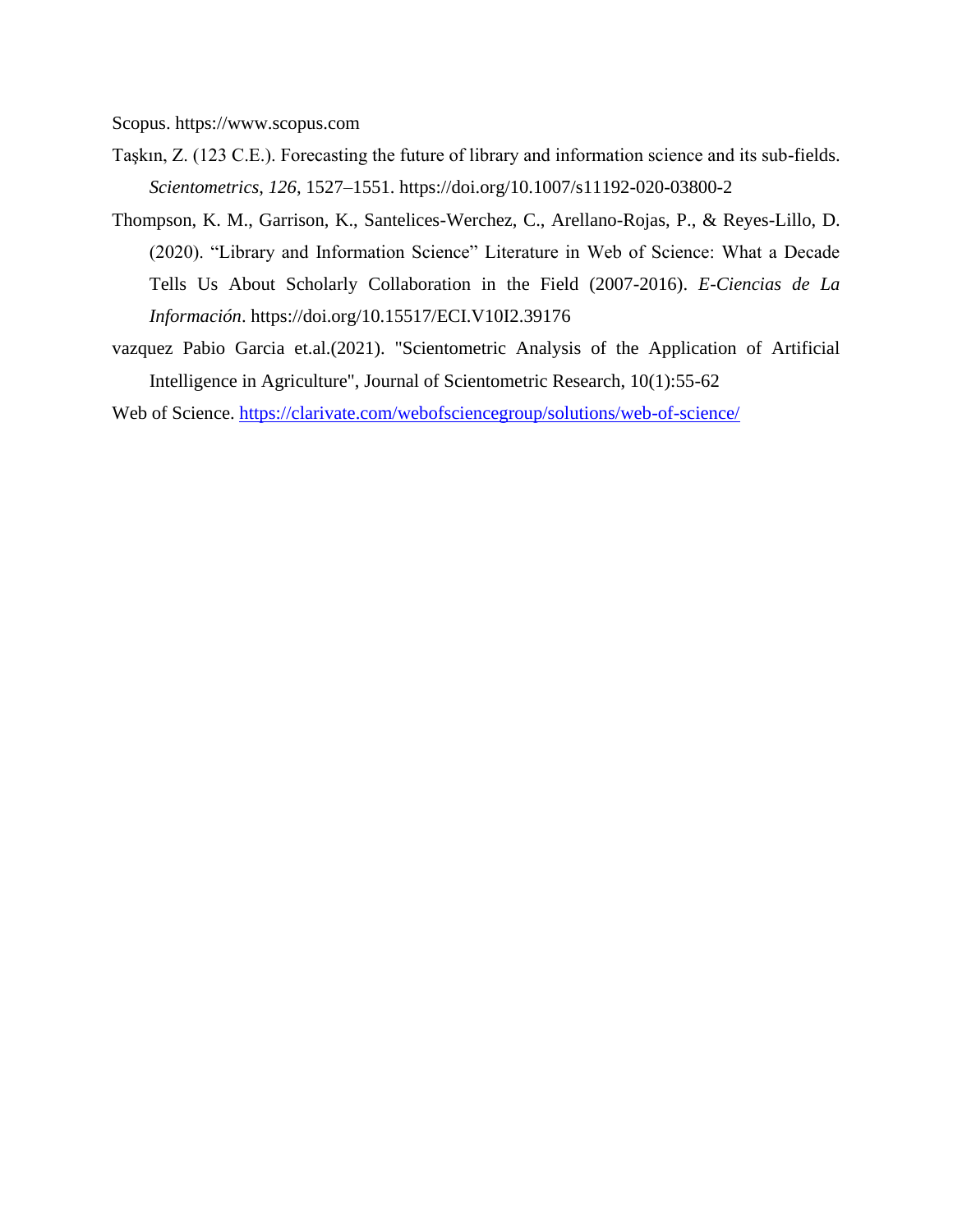Scopus. https://www.scopus.com

Taşkın, Z. (123 C.E.). Forecasting the future of library and information science and its sub-fields. *Scientometrics*, *126*, 1527–1551. https://doi.org/10.1007/s11192-020-03800-2

Thompson, K. M., Garrison, K., Santelices-Werchez, C., Arellano-Rojas, P., & Reyes-Lillo, D. (2020). "Library and Information Science" Literature in Web of Science: What a Decade Tells Us About Scholarly Collaboration in the Field (2007-2016). *E-Ciencias de La Información*. https://doi.org/10.15517/ECI.V10I2.39176

vazquez Pabio Garcia et.al.(2021). "Scientometric Analysis of the Application of Artificial Intelligence in Agriculture", Journal of Scientometric Research, 10(1):55-62

Web of Science. https://clarivate.com/webofsciencegroup/solutions/web-of-science/